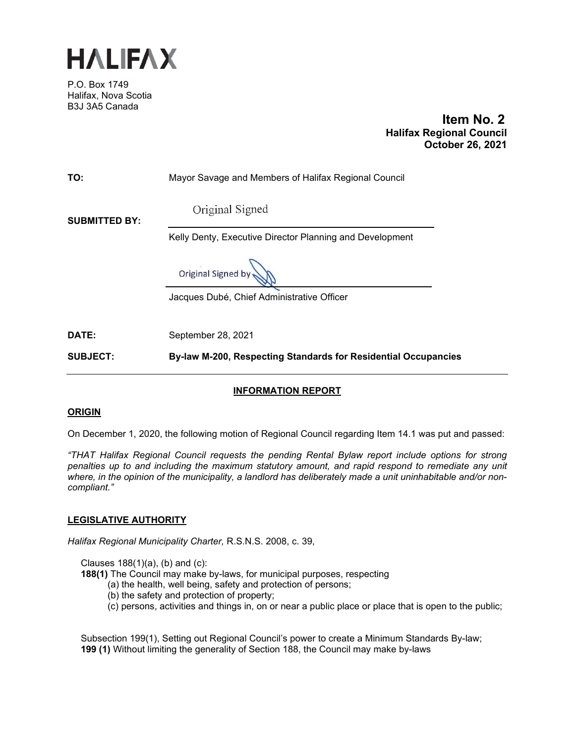# HALIFAX

P.O. Box 1749
Halifax, Nova Scotia
B3J 3A5 Canada

**Item No. 2**
**Halifax Regional Council**
**October 26, 2021**

**TO:** Mayor Savage and Members of Halifax Regional Council

**SUBMITTED BY:**

Original Signed

Kelly Denty, Executive Director Planning and Development

Original Signed by

Jacques Dubé, Chief Administrative Officer

**DATE:** September 28, 2021

**SUBJECT:** **By-law M-200, Respecting Standards for Residential Occupancies**

## INFORMATION REPORT

### ORIGIN

On December 1, 2020, the following motion of Regional Council regarding Item 14.1 was put and passed:

*"THAT Halifax Regional Council requests the pending Rental Bylaw report include options for strong penalties up to and including the maximum statutory amount, and rapid respond to remediate any unit where, in the opinion of the municipality, a landlord has deliberately made a unit uninhabitable and/or non-compliant."*

### LEGISLATIVE AUTHORITY

*Halifax Regional Municipality Charter,* R.S.N.S. 2008, c. 39,

Clauses 188(1)(a), (b) and (c):
**188(1)** The Council may make by-laws, for municipal purposes, respecting
(a) the health, well being, safety and protection of persons;
(b) the safety and protection of property;
(c) persons, activities and things in, on or near a public place or place that is open to the public;

Subsection 199(1), Setting out Regional Council's power to create a Minimum Standards By-law;
**199 (1)** Without limiting the generality of Section 188, the Council may make by-laws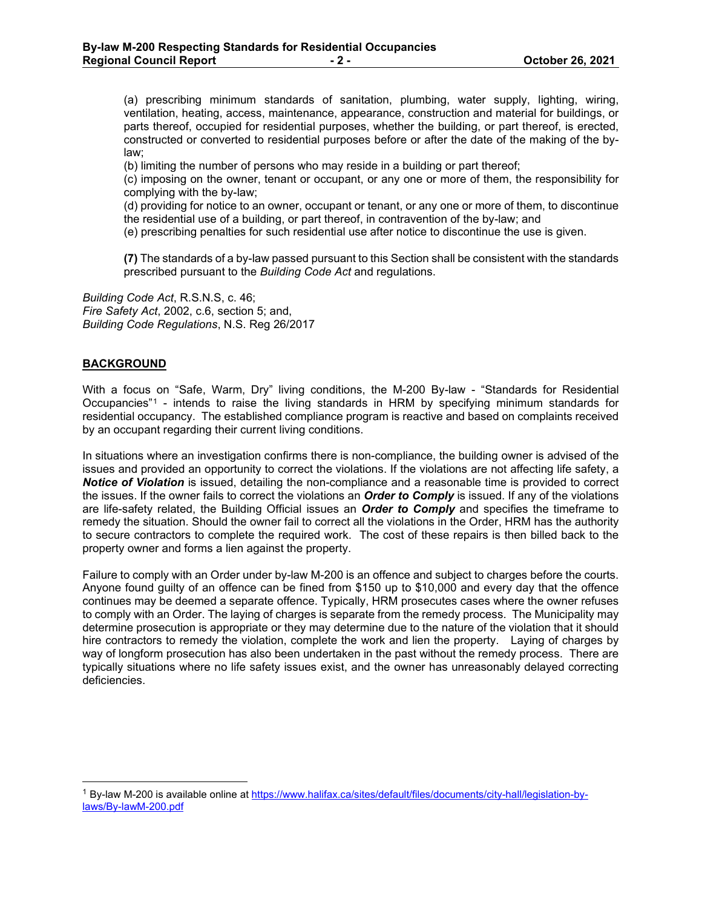(a) prescribing minimum standards of sanitation, plumbing, water supply, lighting, wiring, ventilation, heating, access, maintenance, appearance, construction and material for buildings, or parts thereof, occupied for residential purposes, whether the building, or part thereof, is erected, constructed or converted to residential purposes before or after the date of the making of the by-law;

(b) limiting the number of persons who may reside in a building or part thereof;

(c) imposing on the owner, tenant or occupant, or any one or more of them, the responsibility for complying with the by-law;

(d) providing for notice to an owner, occupant or tenant, or any one or more of them, to discontinue the residential use of a building, or part thereof, in contravention of the by-law; and

(e) prescribing penalties for such residential use after notice to discontinue the use is given.

**(7)** The standards of a by-law passed pursuant to this Section shall be consistent with the standards prescribed pursuant to the *Building Code Act* and regulations.

*Building Code Act*, R.S.N.S, c. 46;
*Fire Safety Act*, 2002, c.6, section 5; and,
*Building Code Regulations*, N.S. Reg 26/2017

## BACKGROUND

With a focus on "Safe, Warm, Dry" living conditions, the M-200 By-law - "Standards for Residential Occupancies"[1] - intends to raise the living standards in HRM by specifying minimum standards for residential occupancy. The established compliance program is reactive and based on complaints received by an occupant regarding their current living conditions.

In situations where an investigation confirms there is non-compliance, the building owner is advised of the issues and provided an opportunity to correct the violations. If the violations are not affecting life safety, a ***Notice of Violation*** is issued, detailing the non-compliance and a reasonable time is provided to correct the issues. If the owner fails to correct the violations an ***Order to Comply*** is issued. If any of the violations are life-safety related, the Building Official issues an ***Order to Comply*** and specifies the timeframe to remedy the situation. Should the owner fail to correct all the violations in the Order, HRM has the authority to secure contractors to complete the required work. The cost of these repairs is then billed back to the property owner and forms a lien against the property.

Failure to comply with an Order under by-law M-200 is an offence and subject to charges before the courts. Anyone found guilty of an offence can be fined from $150 up to $10,000 and every day that the offence continues may be deemed a separate offence. Typically, HRM prosecutes cases where the owner refuses to comply with an Order. The laying of charges is separate from the remedy process. The Municipality may determine prosecution is appropriate or they may determine due to the nature of the violation that it should hire contractors to remedy the violation, complete the work and lien the property. Laying of charges by way of longform prosecution has also been undertaken in the past without the remedy process. There are typically situations where no life safety issues exist, and the owner has unreasonably delayed correcting deficiencies.

[1] By-law M-200 is available online at https://www.halifax.ca/sites/default/files/documents/city-hall/legislation-by-laws/By-lawM-200.pdf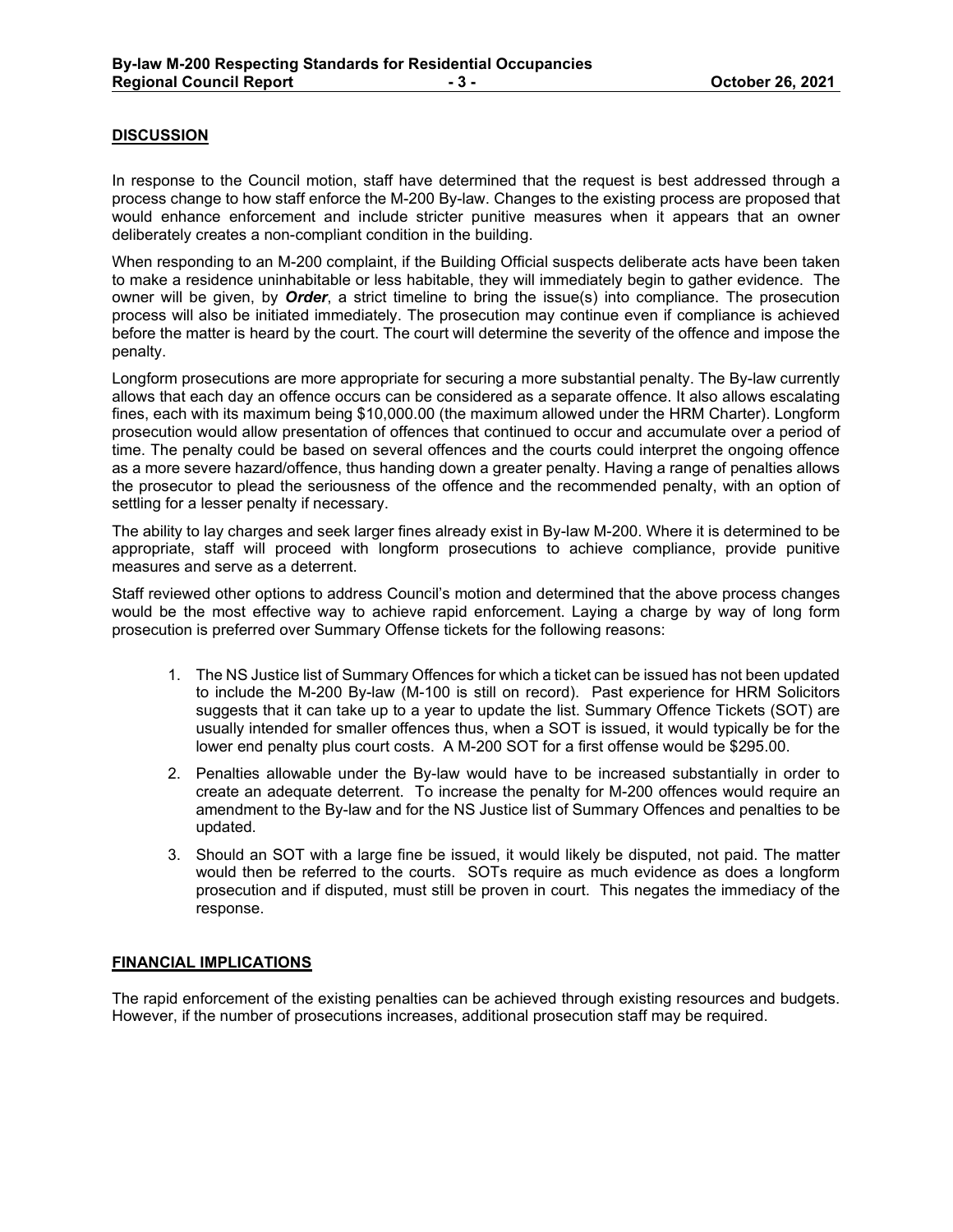## DISCUSSION

In response to the Council motion, staff have determined that the request is best addressed through a process change to how staff enforce the M-200 By-law. Changes to the existing process are proposed that would enhance enforcement and include stricter punitive measures when it appears that an owner deliberately creates a non-compliant condition in the building.

When responding to an M-200 complaint, if the Building Official suspects deliberate acts have been taken to make a residence uninhabitable or less habitable, they will immediately begin to gather evidence. The owner will be given, by ***Order***, a strict timeline to bring the issue(s) into compliance. The prosecution process will also be initiated immediately. The prosecution may continue even if compliance is achieved before the matter is heard by the court. The court will determine the severity of the offence and impose the penalty.

Longform prosecutions are more appropriate for securing a more substantial penalty. The By-law currently allows that each day an offence occurs can be considered as a separate offence. It also allows escalating fines, each with its maximum being $10,000.00 (the maximum allowed under the HRM Charter). Longform prosecution would allow presentation of offences that continued to occur and accumulate over a period of time. The penalty could be based on several offences and the courts could interpret the ongoing offence as a more severe hazard/offence, thus handing down a greater penalty. Having a range of penalties allows the prosecutor to plead the seriousness of the offence and the recommended penalty, with an option of settling for a lesser penalty if necessary.

The ability to lay charges and seek larger fines already exist in By-law M-200. Where it is determined to be appropriate, staff will proceed with longform prosecutions to achieve compliance, provide punitive measures and serve as a deterrent.

Staff reviewed other options to address Council's motion and determined that the above process changes would be the most effective way to achieve rapid enforcement. Laying a charge by way of long form prosecution is preferred over Summary Offense tickets for the following reasons:

1. The NS Justice list of Summary Offences for which a ticket can be issued has not been updated to include the M-200 By-law (M-100 is still on record). Past experience for HRM Solicitors suggests that it can take up to a year to update the list. Summary Offence Tickets (SOT) are usually intended for smaller offences thus, when a SOT is issued, it would typically be for the lower end penalty plus court costs. A M-200 SOT for a first offense would be $295.00.
2. Penalties allowable under the By-law would have to be increased substantially in order to create an adequate deterrent. To increase the penalty for M-200 offences would require an amendment to the By-law and for the NS Justice list of Summary Offences and penalties to be updated.
3. Should an SOT with a large fine be issued, it would likely be disputed, not paid. The matter would then be referred to the courts. SOTs require as much evidence as does a longform prosecution and if disputed, must still be proven in court. This negates the immediacy of the response.

## FINANCIAL IMPLICATIONS

The rapid enforcement of the existing penalties can be achieved through existing resources and budgets. However, if the number of prosecutions increases, additional prosecution staff may be required.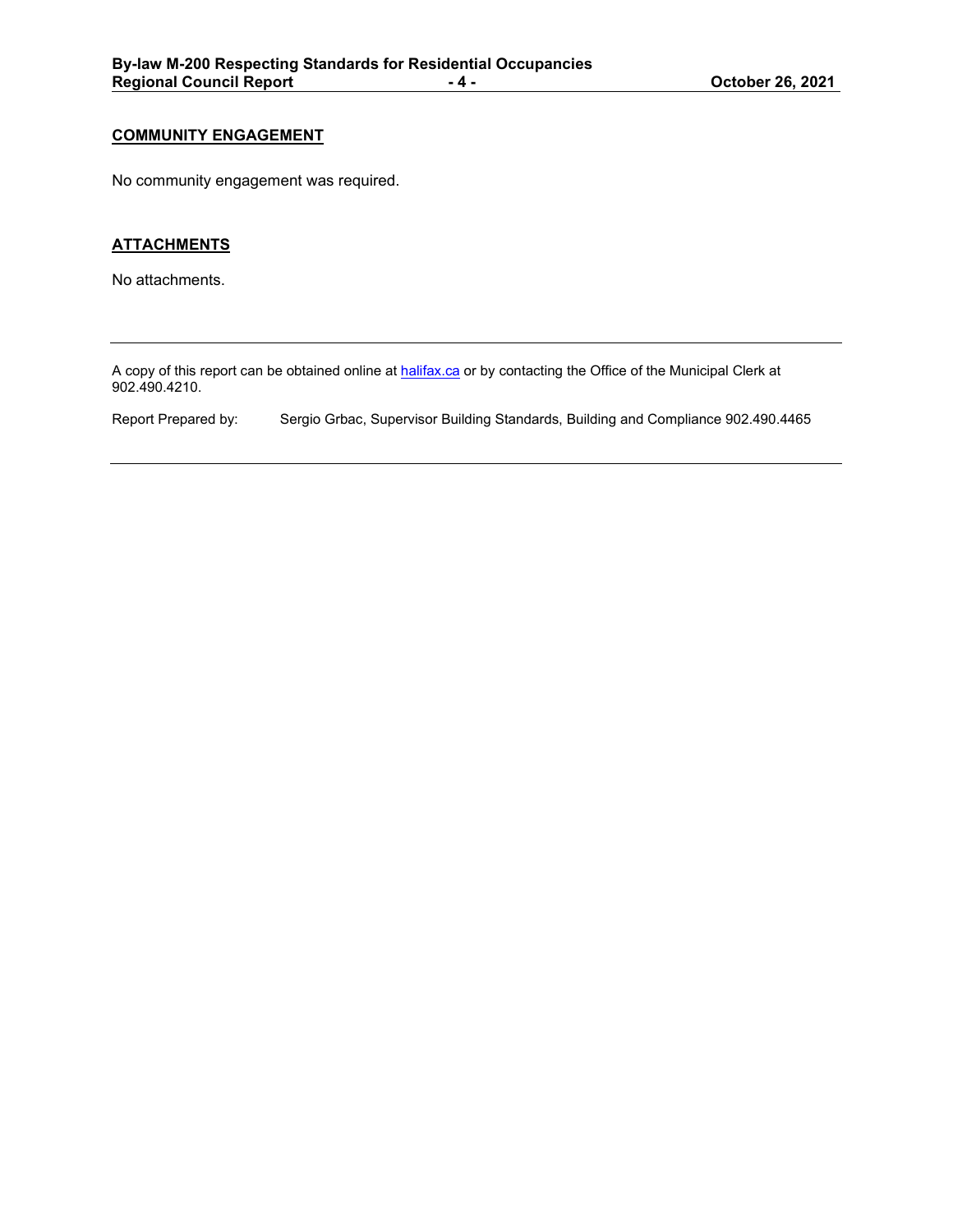## COMMUNITY ENGAGEMENT

No community engagement was required.

## ATTACHMENTS

No attachments.

---

A copy of this report can be obtained online at [halifax.ca](halifax.ca) or by contacting the Office of the Municipal Clerk at 902.490.4210.

Report Prepared by: Sergio Grbac, Supervisor Building Standards, Building and Compliance 902.490.4465

---